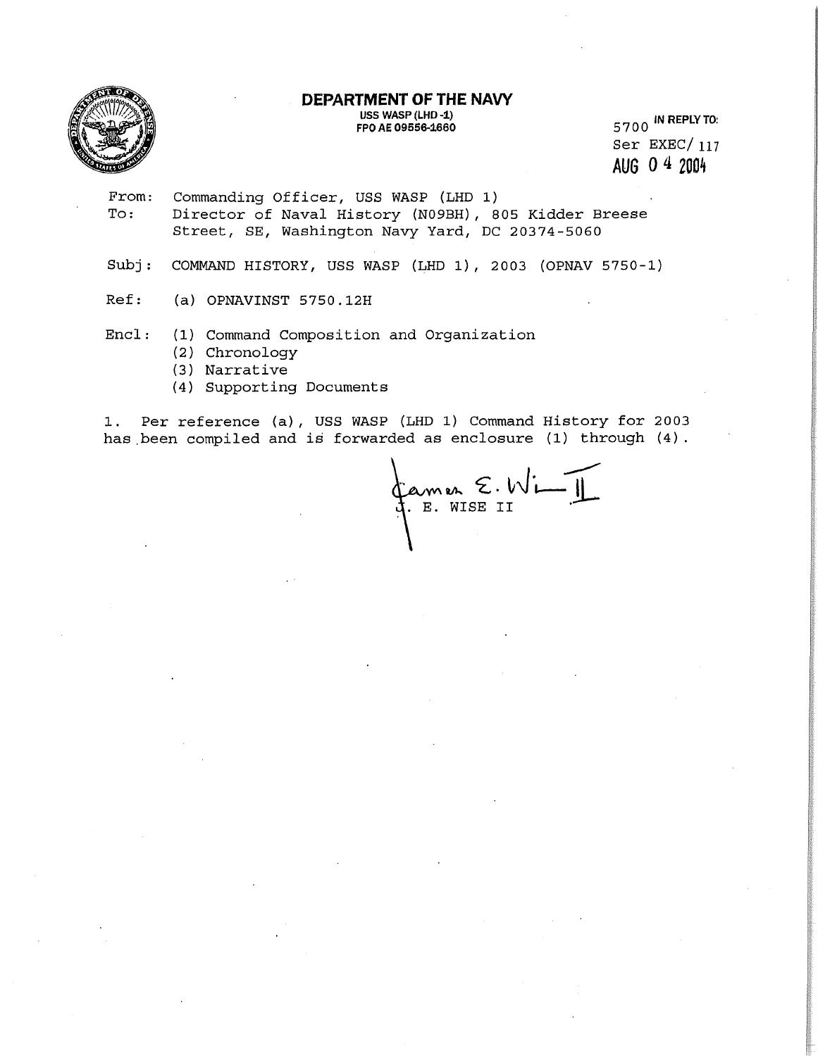**DEPARTMENT OF THE NAVY**
USS WASP (LHD -1)
FPO AE 09556-1660

5700 IN REPLY TO:
Ser EXEC/ 117
AUG 04 2004

From: Commanding Officer, USS WASP (LHD 1)
To: Director of Naval History (N09BH), 805 Kidder Breese Street, SE, Washington Navy Yard, DC 20374-5060

Subj: COMMAND HISTORY, USS WASP (LHD 1), 2003 (OPNAV 5750-1)

Ref: (a) OPNAVINST 5750.12H

Encl: (1) Command Composition and Organization
(2) Chronology
(3) Narrative
(4) Supporting Documents

1. Per reference (a), USS WASP (LHD 1) Command History for 2003 has been compiled and is forwarded as enclosure (1) through (4).

J. E. WISE II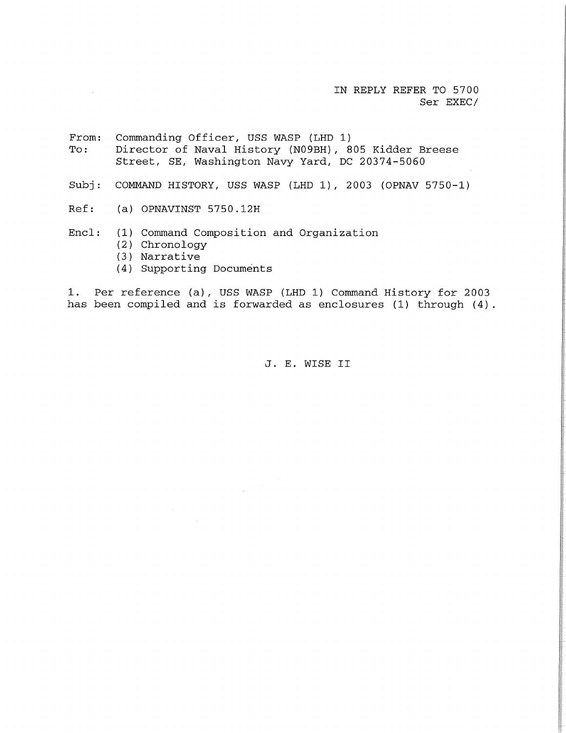IN REPLY REFER TO 5700
Ser EXEC/

From: Commanding Officer, USS WASP (LHD 1)
To: Director of Naval History (N09BH), 805 Kidder Breese Street, SE, Washington Navy Yard, DC 20374-5060

Subj: COMMAND HISTORY, USS WASP (LHD 1), 2003 (OPNAV 5750-1)

Ref: (a) OPNAVINST 5750.12H

Encl: (1) Command Composition and Organization
(2) Chronology
(3) Narrative
(4) Supporting Documents

1. Per reference (a), USS WASP (LHD 1) Command History for 2003 has been compiled and is forwarded as enclosures (1) through (4).

J. E. WISE II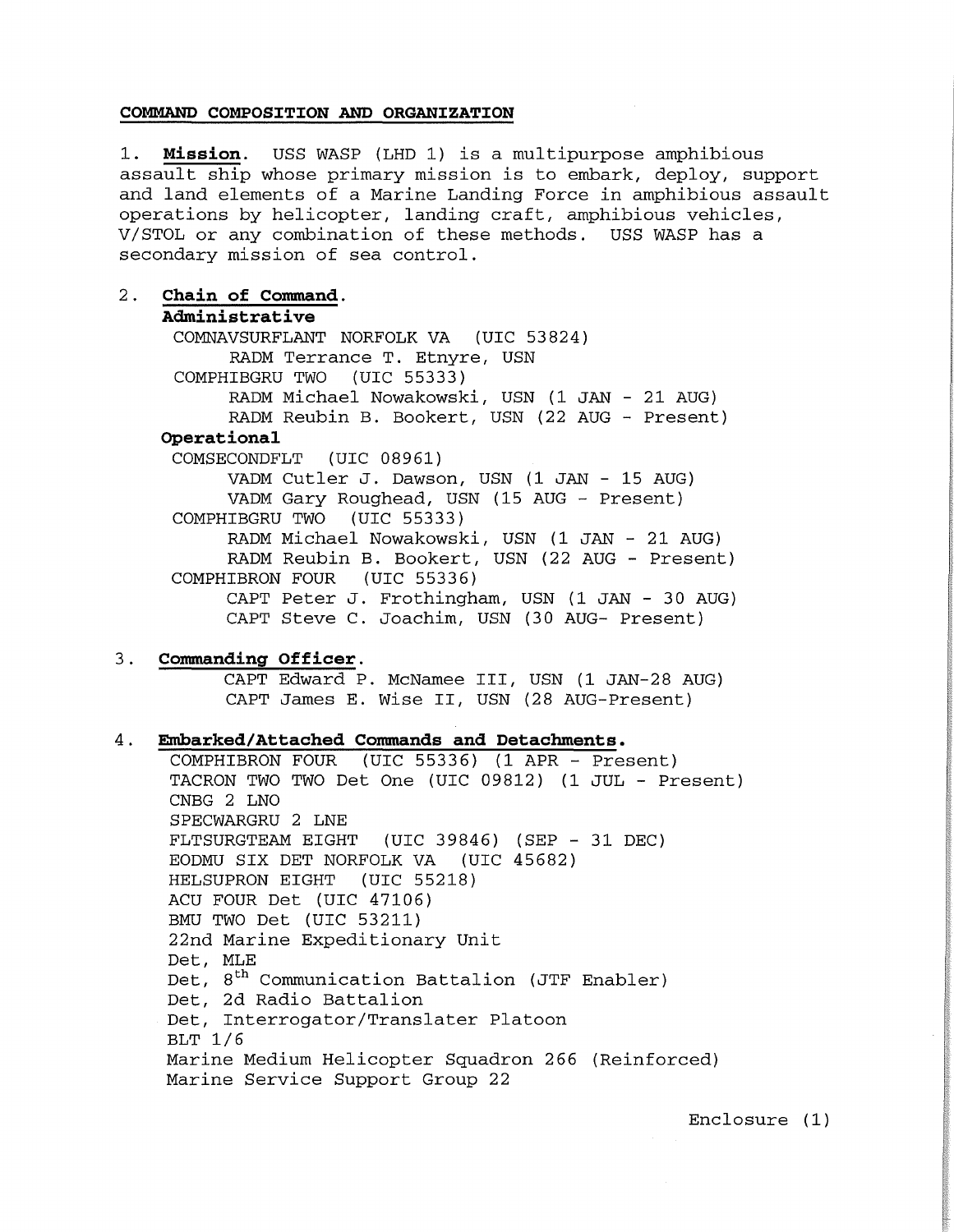## COMMAND COMPOSITION AND ORGANIZATION

1. **Mission**. USS WASP (LHD 1) is a multipurpose amphibious assault ship whose primary mission is to embark, deploy, support and land elements of a Marine Landing Force in amphibious assault operations by helicopter, landing craft, amphibious vehicles, V/STOL or any combination of these methods. USS WASP has a secondary mission of sea control.

2. **Chain of Command**.

   **Administrative**

   COMNAVSURFLANT NORFOLK VA (UIC 53824)
   - RADM Terrance T. Etnyre, USN

   COMPHIBGRU TWO (UIC 55333)
   - RADM Michael Nowakowski, USN (1 JAN - 21 AUG)
   - RADM Reubin B. Bookert, USN (22 AUG - Present)

   **Operational**

   COMSECONDFLT (UIC 08961)
   - VADM Cutler J. Dawson, USN (1 JAN - 15 AUG)
   - VADM Gary Roughead, USN (15 AUG - Present)

   COMPHIBGRU TWO (UIC 55333)
   - RADM Michael Nowakowski, USN (1 JAN - 21 AUG)
   - RADM Reubin B. Bookert, USN (22 AUG - Present)

   COMPHIBRON FOUR (UIC 55336)
   - CAPT Peter J. Frothingham, USN (1 JAN - 30 AUG)
   - CAPT Steve C. Joachim, USN (30 AUG- Present)

3. **Commanding Officer**.
   - CAPT Edward P. McNamee III, USN (1 JAN-28 AUG)
   - CAPT James E. Wise II, USN (28 AUG-Present)

4. **Embarked/Attached Commands and Detachments.**

   COMPHIBRON FOUR (UIC 55336) (1 APR - Present)
   TACRON TWO TWO Det One (UIC 09812) (1 JUL - Present)
   CNBG 2 LNO
   SPECWARGRU 2 LNE
   FLTSURGTEAM EIGHT (UIC 39846) (SEP - 31 DEC)
   EODMU SIX DET NORFOLK VA (UIC 45682)
   HELSUPRON EIGHT (UIC 55218)
   ACU FOUR Det (UIC 47106)
   BMU TWO Det (UIC 53211)
   22nd Marine Expeditionary Unit
   Det, MLE
   Det, 8th Communication Battalion (JTF Enabler)
   Det, 2d Radio Battalion
   Det, Interrogator/Translater Platoon
   BLT 1/6
   Marine Medium Helicopter Squadron 266 (Reinforced)
   Marine Service Support Group 22

Enclosure (1)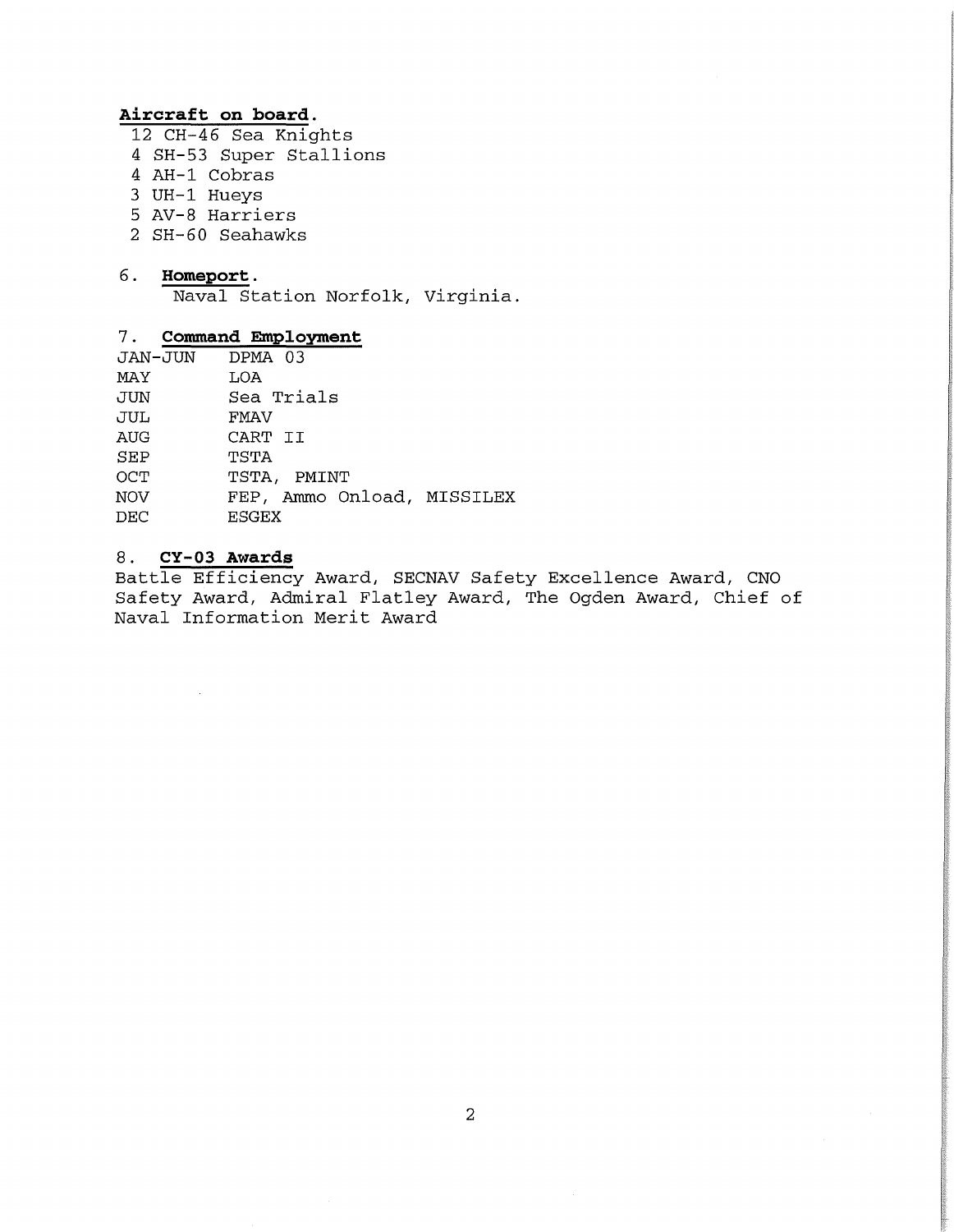**Aircraft on board.**

12 CH-46 Sea Knights
4 SH-53 Super Stallions
4 AH-1 Cobras
3 UH-1 Hueys
5 AV-8 Harriers
2 SH-60 Seahawks

6. **Homeport.**

Naval Station Norfolk, Virginia.

7. **Command Employment**

| | |
|---|---|
| JAN-JUN | DPMA 03 |
| MAY | LOA |
| JUN | Sea Trials |
| JUL | FMAV |
| AUG | CART II |
| SEP | TSTA |
| OCT | TSTA, PMINT |
| NOV | FEP, Ammo Onload, MISSILEX |
| DEC | ESGEX |

8. **CY-03 Awards**

Battle Efficiency Award, SECNAV Safety Excellence Award, CNO Safety Award, Admiral Flatley Award, The Ogden Award, Chief of Naval Information Merit Award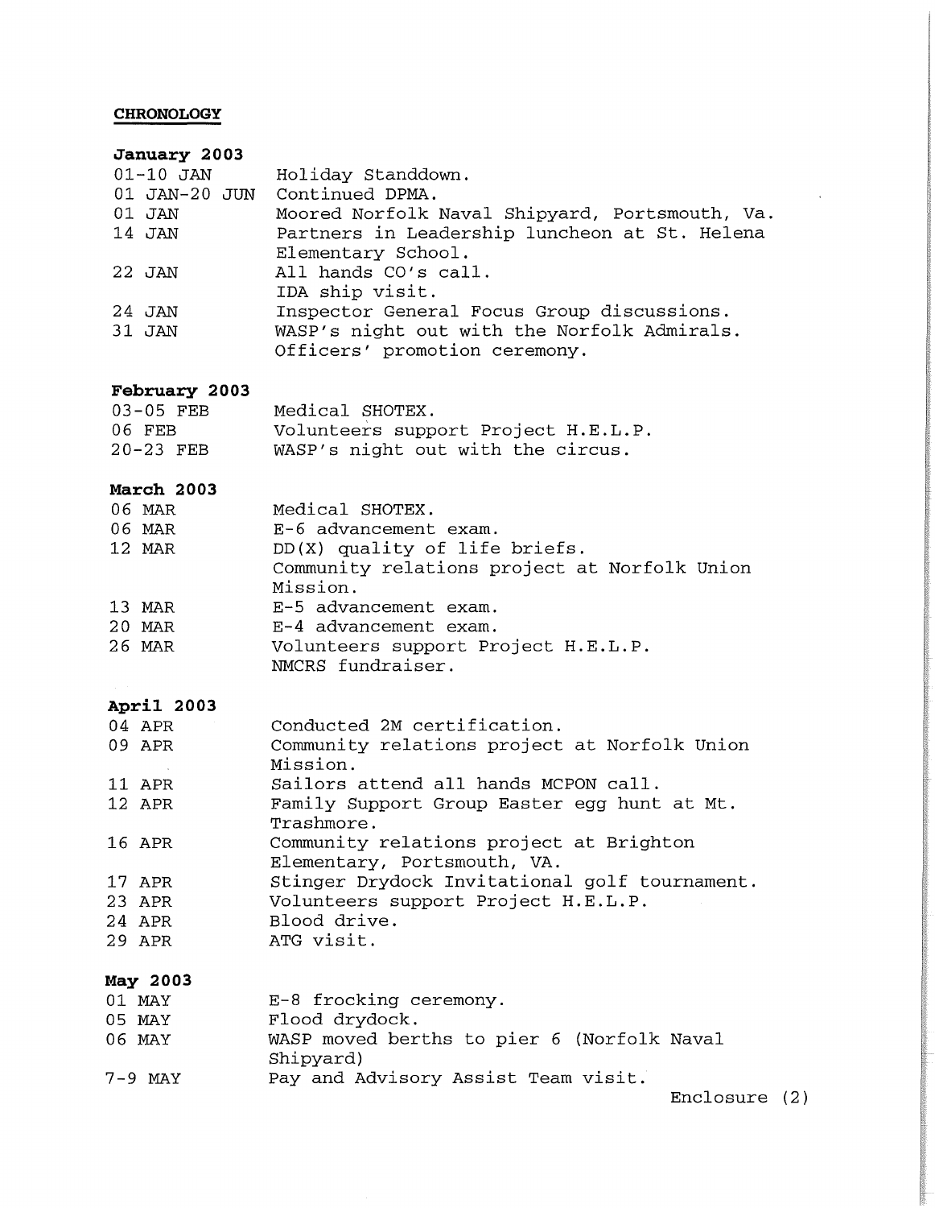**CHRONOLOGY**

**January 2003**

| | |
|---|---|
| 01-10 JAN | Holiday Standdown. |
| 01 JAN-20 JUN | Continued DPMA. |
| 01 JAN | Moored Norfolk Naval Shipyard, Portsmouth, Va. |
| 14 JAN | Partners in Leadership luncheon at St. Helena Elementary School. |
| 22 JAN | All hands CO's call. IDA ship visit. |
| 24 JAN | Inspector General Focus Group discussions. |
| 31 JAN | WASP's night out with the Norfolk Admirals. Officers' promotion ceremony. |

**February 2003**

| | |
|---|---|
| 03-05 FEB | Medical SHOTEX. |
| 06 FEB | Volunteers support Project H.E.L.P. |
| 20-23 FEB | WASP's night out with the circus. |

**March 2003**

| | |
|---|---|
| 06 MAR | Medical SHOTEX. |
| 06 MAR | E-6 advancement exam. |
| 12 MAR | DD(X) quality of life briefs. Community relations project at Norfolk Union Mission. |
| 13 MAR | E-5 advancement exam. |
| 20 MAR | E-4 advancement exam. |
| 26 MAR | Volunteers support Project H.E.L.P. NMCRS fundraiser. |

**April 2003**

| | |
|---|---|
| 04 APR | Conducted 2M certification. |
| 09 APR | Community relations project at Norfolk Union Mission. |
| 11 APR | Sailors attend all hands MCPON call. |
| 12 APR | Family Support Group Easter egg hunt at Mt. Trashmore. |
| 16 APR | Community relations project at Brighton Elementary, Portsmouth, VA. |
| 17 APR | Stinger Drydock Invitational golf tournament. |
| 23 APR | Volunteers support Project H.E.L.P. |
| 24 APR | Blood drive. |
| 29 APR | ATG visit. |

**May 2003**

| | |
|---|---|
| 01 MAY | E-8 frocking ceremony. |
| 05 MAY | Flood drydock. |
| 06 MAY | WASP moved berths to pier 6 (Norfolk Naval Shipyard) |
| 7-9 MAY | Pay and Advisory Assist Team visit. |

Enclosure (2)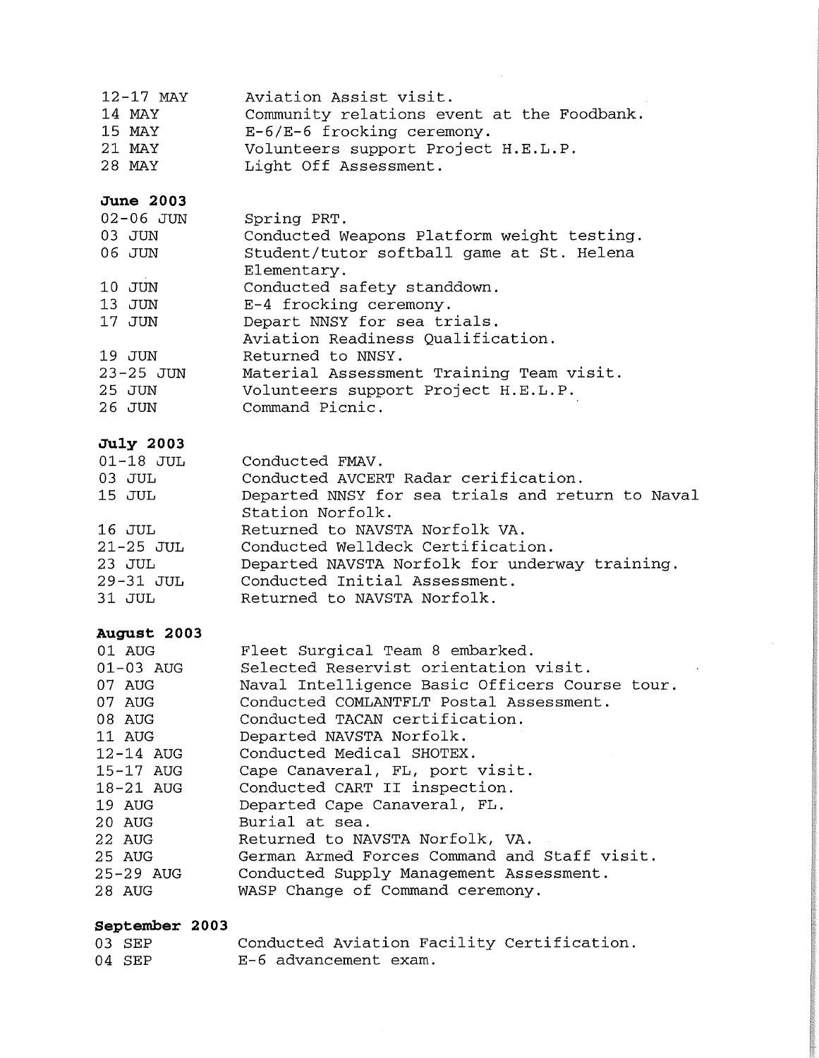| | |
|---|---|
| 12-17 MAY | Aviation Assist visit. |
| 14 MAY | Community relations event at the Foodbank. |
| 15 MAY | E-6/E-6 frocking ceremony. |
| 21 MAY | Volunteers support Project H.E.L.P. |
| 28 MAY | Light Off Assessment. |

**June 2003**

| | |
|---|---|
| 02-06 JUN | Spring PRT. |
| 03 JUN | Conducted Weapons Platform weight testing. |
| 06 JUN | Student/tutor softball game at St. Helena Elementary. |
| 10 JUN | Conducted safety standdown. |
| 13 JUN | E-4 frocking ceremony. |
| 17 JUN | Depart NNSY for sea trials. Aviation Readiness Qualification. |
| 19 JUN | Returned to NNSY. |
| 23-25 JUN | Material Assessment Training Team visit. |
| 25 JUN | Volunteers support Project H.E.L.P. |
| 26 JUN | Command Picnic. |

**July 2003**

| | |
|---|---|
| 01-18 JUL | Conducted FMAV. |
| 03 JUL | Conducted AVCERT Radar cerification. |
| 15 JUL | Departed NNSY for sea trials and return to Naval Station Norfolk. |
| 16 JUL | Returned to NAVSTA Norfolk VA. |
| 21-25 JUL | Conducted Welldeck Certification. |
| 23 JUL | Departed NAVSTA Norfolk for underway training. |
| 29-31 JUL | Conducted Initial Assessment. |
| 31 JUL | Returned to NAVSTA Norfolk. |

**August 2003**

| | |
|---|---|
| 01 AUG | Fleet Surgical Team 8 embarked. |
| 01-03 AUG | Selected Reservist orientation visit. |
| 07 AUG | Naval Intelligence Basic Officers Course tour. |
| 07 AUG | Conducted COMLANTFLT Postal Assessment. |
| 08 AUG | Conducted TACAN certification. |
| 11 AUG | Departed NAVSTA Norfolk. |
| 12-14 AUG | Conducted Medical SHOTEX. |
| 15-17 AUG | Cape Canaveral, FL, port visit. |
| 18-21 AUG | Conducted CART II inspection. |
| 19 AUG | Departed Cape Canaveral, FL. |
| 20 AUG | Burial at sea. |
| 22 AUG | Returned to NAVSTA Norfolk, VA. |
| 25 AUG | German Armed Forces Command and Staff visit. |
| 25-29 AUG | Conducted Supply Management Assessment. |
| 28 AUG | WASP Change of Command ceremony. |

**September 2003**

| | |
|---|---|
| 03 SEP | Conducted Aviation Facility Certification. |
| 04 SEP | E-6 advancement exam. |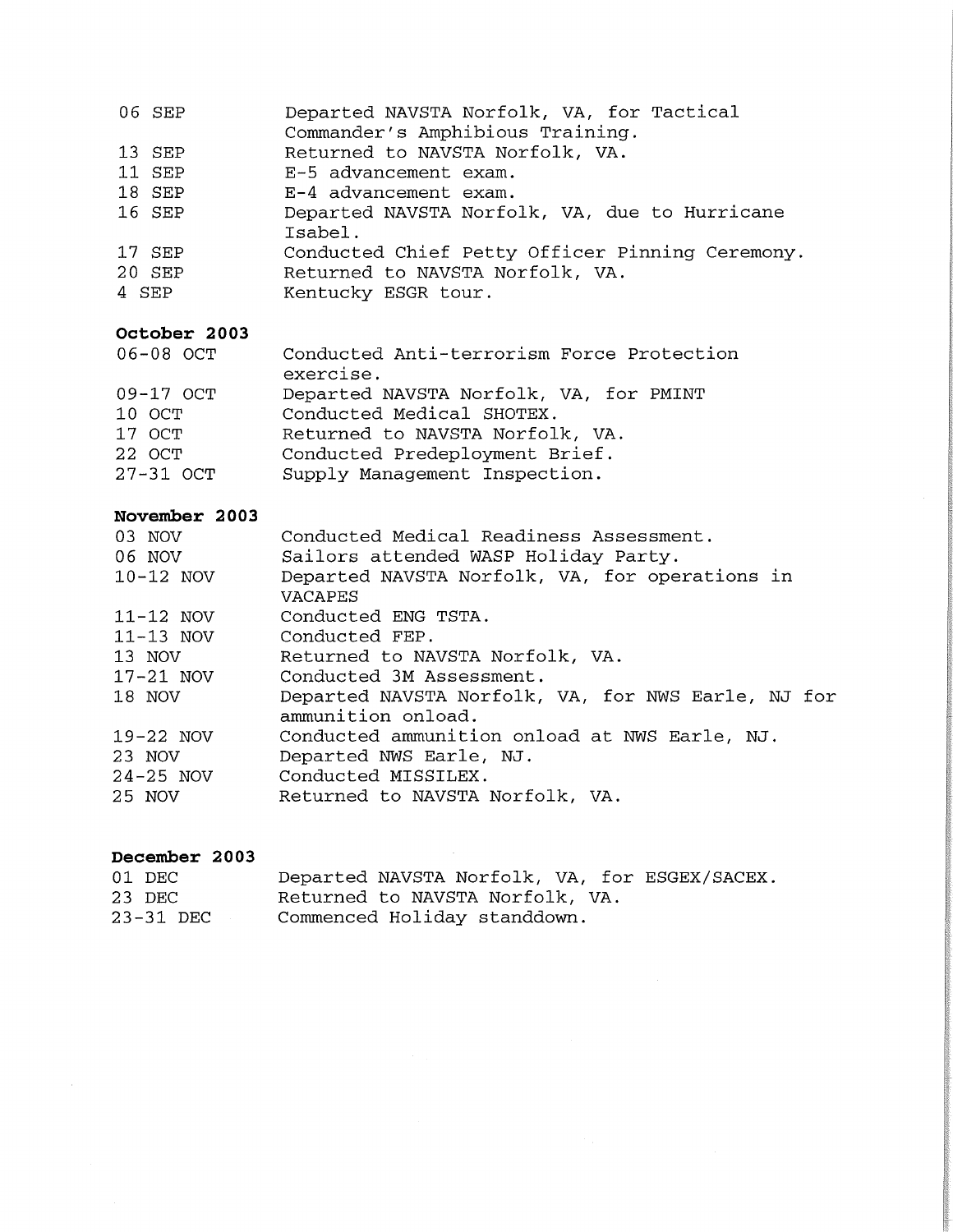| | |
|---|---|
| 06 SEP | Departed NAVSTA Norfolk, VA, for Tactical Commander's Amphibious Training. |
| 13 SEP | Returned to NAVSTA Norfolk, VA. |
| 11 SEP | E-5 advancement exam. |
| 18 SEP | E-4 advancement exam. |
| 16 SEP | Departed NAVSTA Norfolk, VA, due to Hurricane Isabel. |
| 17 SEP | Conducted Chief Petty Officer Pinning Ceremony. |
| 20 SEP | Returned to NAVSTA Norfolk, VA. |
| 4 SEP | Kentucky ESGR tour. |

**October 2003**

| | |
|---|---|
| 06-08 OCT | Conducted Anti-terrorism Force Protection exercise. |
| 09-17 OCT | Departed NAVSTA Norfolk, VA, for PMINT |
| 10 OCT | Conducted Medical SHOTEX. |
| 17 OCT | Returned to NAVSTA Norfolk, VA. |
| 22 OCT | Conducted Predeployment Brief. |
| 27-31 OCT | Supply Management Inspection. |

**November 2003**

| | |
|---|---|
| 03 NOV | Conducted Medical Readiness Assessment. |
| 06 NOV | Sailors attended WASP Holiday Party. |
| 10-12 NOV | Departed NAVSTA Norfolk, VA, for operations in VACAPES |
| 11-12 NOV | Conducted ENG TSTA. |
| 11-13 NOV | Conducted FEP. |
| 13 NOV | Returned to NAVSTA Norfolk, VA. |
| 17-21 NOV | Conducted 3M Assessment. |
| 18 NOV | Departed NAVSTA Norfolk, VA, for NWS Earle, NJ for ammunition onload. |
| 19-22 NOV | Conducted ammunition onload at NWS Earle, NJ. |
| 23 NOV | Departed NWS Earle, NJ. |
| 24-25 NOV | Conducted MISSILEX. |
| 25 NOV | Returned to NAVSTA Norfolk, VA. |

**December 2003**

| | |
|---|---|
| 01 DEC | Departed NAVSTA Norfolk, VA, for ESGEX/SACEX. |
| 23 DEC | Returned to NAVSTA Norfolk, VA. |
| 23-31 DEC | Commenced Holiday standdown. |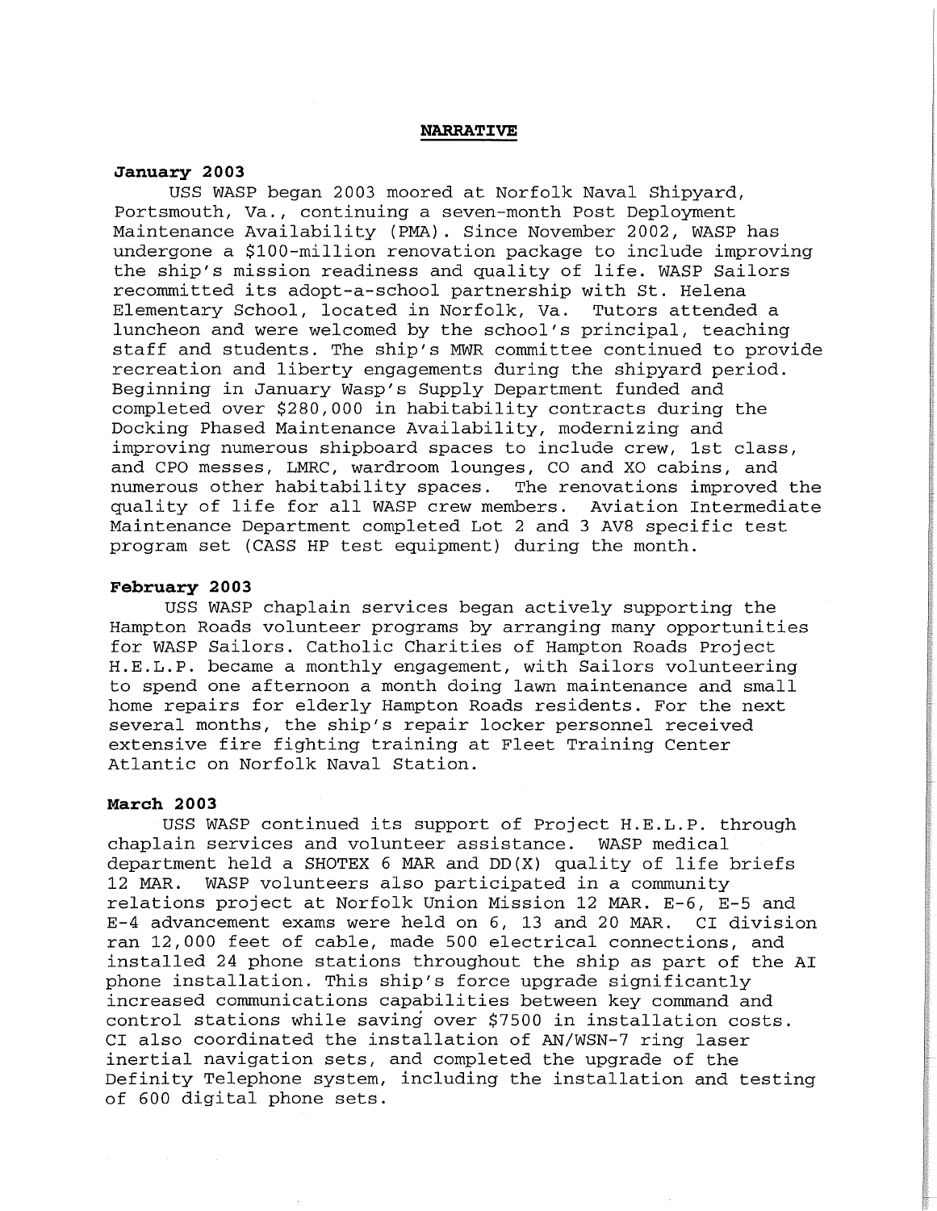## NARRATIVE

**January 2003**

USS WASP began 2003 moored at Norfolk Naval Shipyard, Portsmouth, Va., continuing a seven-month Post Deployment Maintenance Availability (PMA). Since November 2002, WASP has undergone a $100-million renovation package to include improving the ship's mission readiness and quality of life. WASP Sailors recommitted its adopt-a-school partnership with St. Helena Elementary School, located in Norfolk, Va. Tutors attended a luncheon and were welcomed by the school's principal, teaching staff and students. The ship's MWR committee continued to provide recreation and liberty engagements during the shipyard period. Beginning in January Wasp's Supply Department funded and completed over $280,000 in habitability contracts during the Docking Phased Maintenance Availability, modernizing and improving numerous shipboard spaces to include crew, 1st class, and CPO messes, LMRC, wardroom lounges, CO and XO cabins, and numerous other habitability spaces. The renovations improved the quality of life for all WASP crew members. Aviation Intermediate Maintenance Department completed Lot 2 and 3 AV8 specific test program set (CASS HP test equipment) during the month.

**February 2003**

USS WASP chaplain services began actively supporting the Hampton Roads volunteer programs by arranging many opportunities for WASP Sailors. Catholic Charities of Hampton Roads Project H.E.L.P. became a monthly engagement, with Sailors volunteering to spend one afternoon a month doing lawn maintenance and small home repairs for elderly Hampton Roads residents. For the next several months, the ship's repair locker personnel received extensive fire fighting training at Fleet Training Center Atlantic on Norfolk Naval Station.

**March 2003**

USS WASP continued its support of Project H.E.L.P. through chaplain services and volunteer assistance. WASP medical department held a SHOTEX 6 MAR and DD(X) quality of life briefs 12 MAR. WASP volunteers also participated in a community relations project at Norfolk Union Mission 12 MAR. E-6, E-5 and E-4 advancement exams were held on 6, 13 and 20 MAR. CI division ran 12,000 feet of cable, made 500 electrical connections, and installed 24 phone stations throughout the ship as part of the AI phone installation. This ship's force upgrade significantly increased communications capabilities between key command and control stations while saving over $7500 in installation costs. CI also coordinated the installation of AN/WSN-7 ring laser inertial navigation sets, and completed the upgrade of the Definity Telephone system, including the installation and testing of 600 digital phone sets.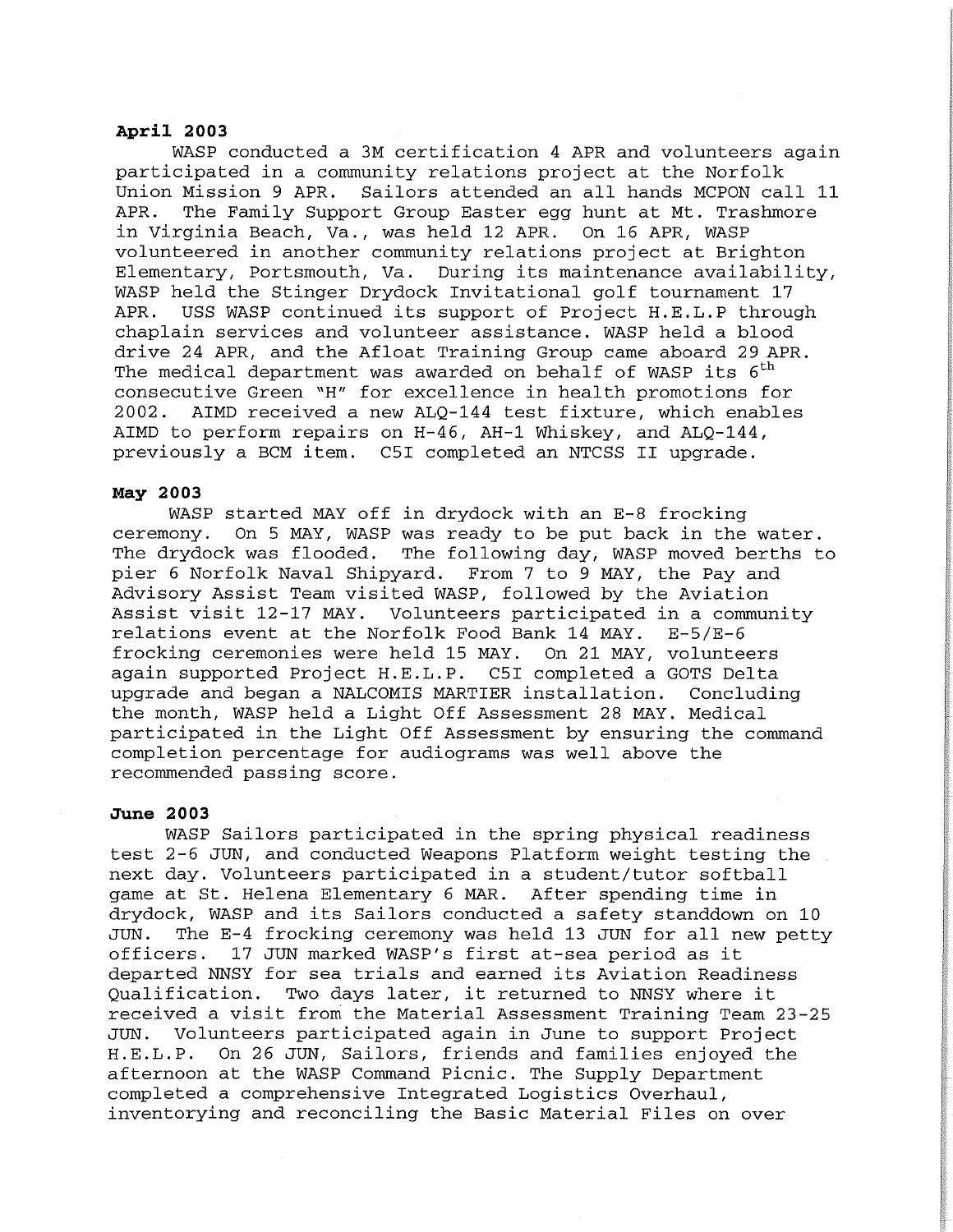**April 2003**

WASP conducted a 3M certification 4 APR and volunteers again participated in a community relations project at the Norfolk Union Mission 9 APR. Sailors attended an all hands MCPON call 11 APR. The Family Support Group Easter egg hunt at Mt. Trashmore in Virginia Beach, Va., was held 12 APR. On 16 APR, WASP volunteered in another community relations project at Brighton Elementary, Portsmouth, Va. During its maintenance availability, WASP held the Stinger Drydock Invitational golf tournament 17 APR. USS WASP continued its support of Project H.E.L.P through chaplain services and volunteer assistance. WASP held a blood drive 24 APR, and the Afloat Training Group came aboard 29 APR. The medical department was awarded on behalf of WASP its 6th consecutive Green "H" for excellence in health promotions for 2002. AIMD received a new ALQ-144 test fixture, which enables AIMD to perform repairs on H-46, AH-1 Whiskey, and ALQ-144, previously a BCM item. C5I completed an NTCSS II upgrade.

**May 2003**

WASP started MAY off in drydock with an E-8 frocking ceremony. On 5 MAY, WASP was ready to be put back in the water. The drydock was flooded. The following day, WASP moved berths to pier 6 Norfolk Naval Shipyard. From 7 to 9 MAY, the Pay and Advisory Assist Team visited WASP, followed by the Aviation Assist visit 12-17 MAY. Volunteers participated in a community relations event at the Norfolk Food Bank 14 MAY. E-5/E-6 frocking ceremonies were held 15 MAY. On 21 MAY, volunteers again supported Project H.E.L.P. C5I completed a GOTS Delta upgrade and began a NALCOMIS MARTIER installation. Concluding the month, WASP held a Light Off Assessment 28 MAY. Medical participated in the Light Off Assessment by ensuring the command completion percentage for audiograms was well above the recommended passing score.

**June 2003**

WASP Sailors participated in the spring physical readiness test 2-6 JUN, and conducted Weapons Platform weight testing the next day. Volunteers participated in a student/tutor softball game at St. Helena Elementary 6 MAR. After spending time in drydock, WASP and its Sailors conducted a safety standdown on 10 JUN. The E-4 frocking ceremony was held 13 JUN for all new petty officers. 17 JUN marked WASP's first at-sea period as it departed NNSY for sea trials and earned its Aviation Readiness Qualification. Two days later, it returned to NNSY where it received a visit from the Material Assessment Training Team 23-25 JUN. Volunteers participated again in June to support Project H.E.L.P. On 26 JUN, Sailors, friends and families enjoyed the afternoon at the WASP Command Picnic. The Supply Department completed a comprehensive Integrated Logistics Overhaul, inventorying and reconciling the Basic Material Files on over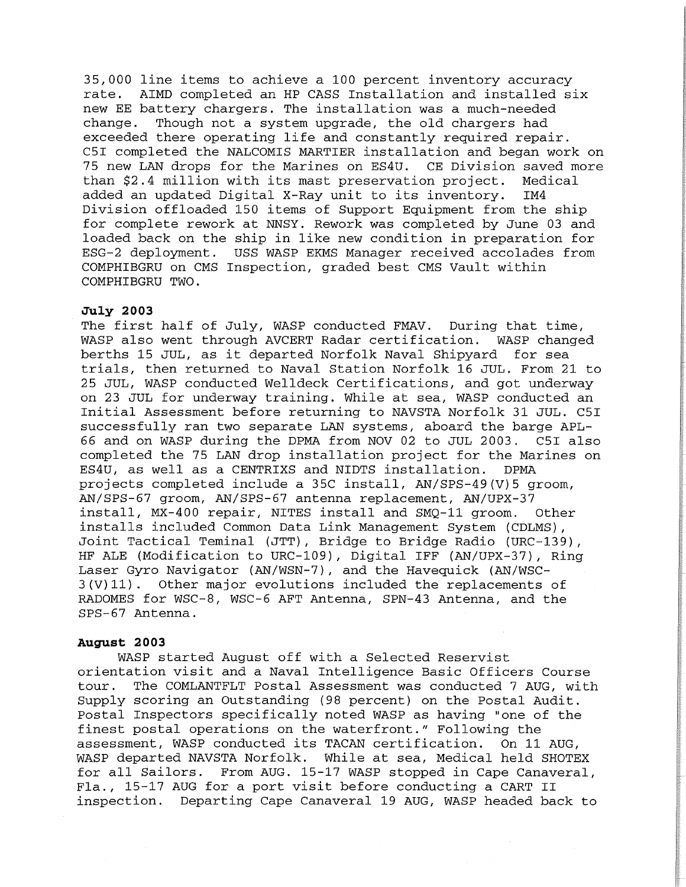35,000 line items to achieve a 100 percent inventory accuracy rate. AIMD completed an HP CASS Installation and installed six new EE battery chargers. The installation was a much-needed change. Though not a system upgrade, the old chargers had exceeded there operating life and constantly required repair. C5I completed the NALCOMIS MARTIER installation and began work on 75 new LAN drops for the Marines on ES4U. CE Division saved more than $2.4 million with its mast preservation project. Medical added an updated Digital X-Ray unit to its inventory. IM4 Division offloaded 150 items of Support Equipment from the ship for complete rework at NNSY. Rework was completed by June 03 and loaded back on the ship in like new condition in preparation for ESG-2 deployment. USS WASP EKMS Manager received accolades from COMPHIBGRU on CMS Inspection, graded best CMS Vault within COMPHIBGRU TWO.

**July 2003**

The first half of July, WASP conducted FMAV. During that time, WASP also went through AVCERT Radar certification. WASP changed berths 15 JUL, as it departed Norfolk Naval Shipyard for sea trials, then returned to Naval Station Norfolk 16 JUL. From 21 to 25 JUL, WASP conducted Welldeck Certifications, and got underway on 23 JUL for underway training. While at sea, WASP conducted an Initial Assessment before returning to NAVSTA Norfolk 31 JUL. C5I successfully ran two separate LAN systems, aboard the barge APL-66 and on WASP during the DPMA from NOV 02 to JUL 2003. C5I also completed the 75 LAN drop installation project for the Marines on ES4U, as well as a CENTRIXS and NIDTS installation. DPMA projects completed include a 35C install, AN/SPS-49(V)5 groom, AN/SPS-67 groom, AN/SPS-67 antenna replacement, AN/UPX-37 install, MX-400 repair, NITES install and SMQ-11 groom. Other installs included Common Data Link Management System (CDLMS), Joint Tactical Teminal (JTT), Bridge to Bridge Radio (URC-139), HF ALE (Modification to URC-109), Digital IFF (AN/UPX-37), Ring Laser Gyro Navigator (AN/WSN-7), and the Havequick (AN/WSC-3(V)11). Other major evolutions included the replacements of RADOMES for WSC-8, WSC-6 AFT Antenna, SPN-43 Antenna, and the SPS-67 Antenna.

**August 2003**

WASP started August off with a Selected Reservist orientation visit and a Naval Intelligence Basic Officers Course tour. The COMLANTFLT Postal Assessment was conducted 7 AUG, with Supply scoring an Outstanding (98 percent) on the Postal Audit. Postal Inspectors specifically noted WASP as having "one of the finest postal operations on the waterfront." Following the assessment, WASP conducted its TACAN certification. On 11 AUG, WASP departed NAVSTA Norfolk. While at sea, Medical held SHOTEX for all Sailors. From AUG. 15-17 WASP stopped in Cape Canaveral, Fla., 15-17 AUG for a port visit before conducting a CART II inspection. Departing Cape Canaveral 19 AUG, WASP headed back to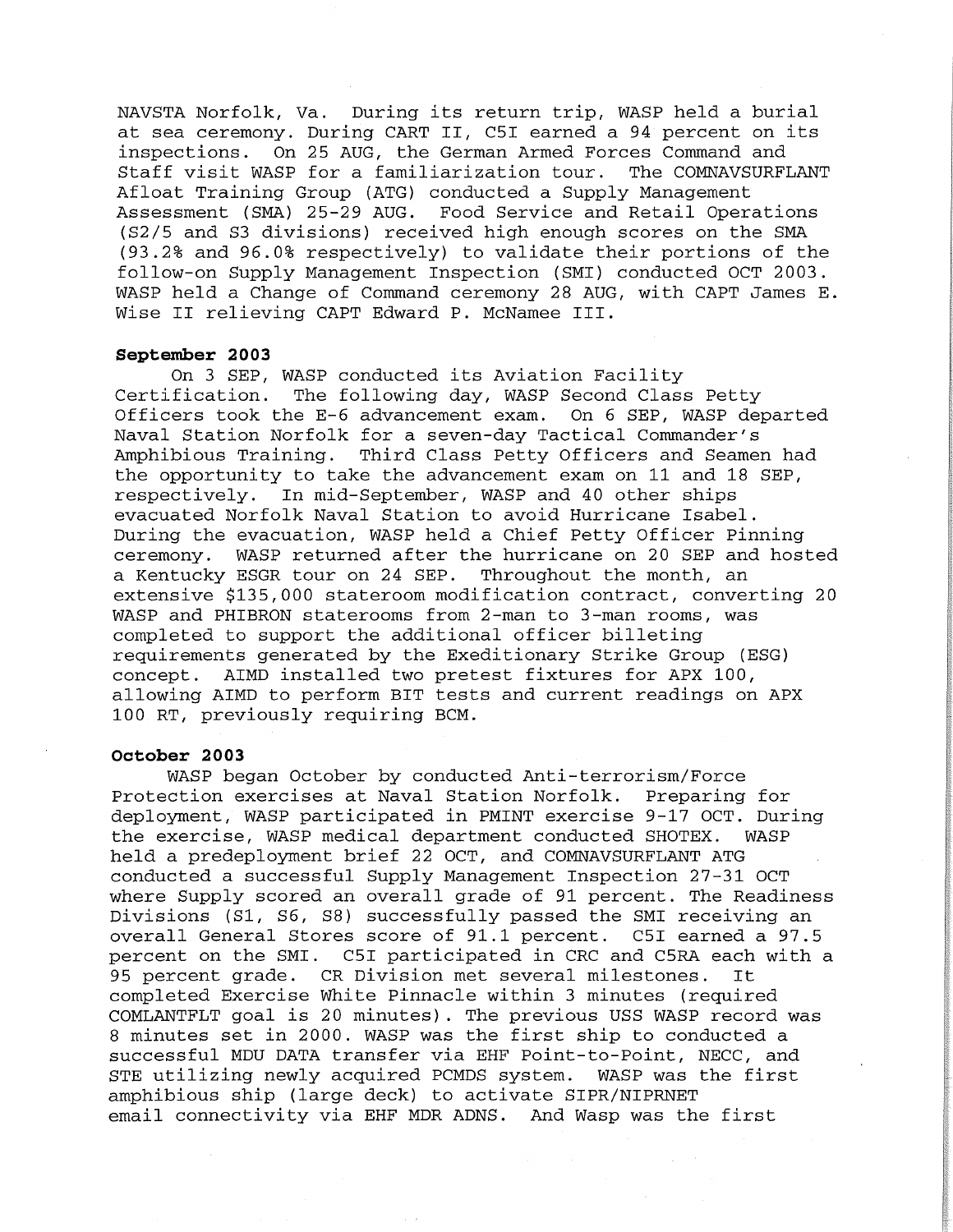NAVSTA Norfolk, Va. During its return trip, WASP held a burial at sea ceremony. During CART II, C5I earned a 94 percent on its inspections. On 25 AUG, the German Armed Forces Command and Staff visit WASP for a familiarization tour. The COMNAVSURFLANT Afloat Training Group (ATG) conducted a Supply Management Assessment (SMA) 25-29 AUG. Food Service and Retail Operations (S2/5 and S3 divisions) received high enough scores on the SMA (93.2% and 96.0% respectively) to validate their portions of the follow-on Supply Management Inspection (SMI) conducted OCT 2003. WASP held a Change of Command ceremony 28 AUG, with CAPT James E. Wise II relieving CAPT Edward P. McNamee III.

**September 2003**

On 3 SEP, WASP conducted its Aviation Facility Certification. The following day, WASP Second Class Petty Officers took the E-6 advancement exam. On 6 SEP, WASP departed Naval Station Norfolk for a seven-day Tactical Commander's Amphibious Training. Third Class Petty Officers and Seamen had the opportunity to take the advancement exam on 11 and 18 SEP, respectively. In mid-September, WASP and 40 other ships evacuated Norfolk Naval Station to avoid Hurricane Isabel. During the evacuation, WASP held a Chief Petty Officer Pinning ceremony. WASP returned after the hurricane on 20 SEP and hosted a Kentucky ESGR tour on 24 SEP. Throughout the month, an extensive $135,000 stateroom modification contract, converting 20 WASP and PHIBRON staterooms from 2-man to 3-man rooms, was completed to support the additional officer billeting requirements generated by the Exeditionary Strike Group (ESG) concept. AIMD installed two pretest fixtures for APX 100, allowing AIMD to perform BIT tests and current readings on APX 100 RT, previously requiring BCM.

**October 2003**

WASP began October by conducted Anti-terrorism/Force Protection exercises at Naval Station Norfolk. Preparing for deployment, WASP participated in PMINT exercise 9-17 OCT. During the exercise, WASP medical department conducted SHOTEX. WASP held a predeployment brief 22 OCT, and COMNAVSURFLANT ATG conducted a successful Supply Management Inspection 27-31 OCT where Supply scored an overall grade of 91 percent. The Readiness Divisions (S1, S6, S8) successfully passed the SMI receiving an overall General Stores score of 91.1 percent. C5I earned a 97.5 percent on the SMI. C5I participated in CRC and C5RA each with a 95 percent grade. CR Division met several milestones. It completed Exercise White Pinnacle within 3 minutes (required COMLANTFLT goal is 20 minutes). The previous USS WASP record was 8 minutes set in 2000. WASP was the first ship to conducted a successful MDU DATA transfer via EHF Point-to-Point, NECC, and STE utilizing newly acquired PCMDS system. WASP was the first amphibious ship (large deck) to activate SIPR/NIPRNET email connectivity via EHF MDR ADNS. And Wasp was the first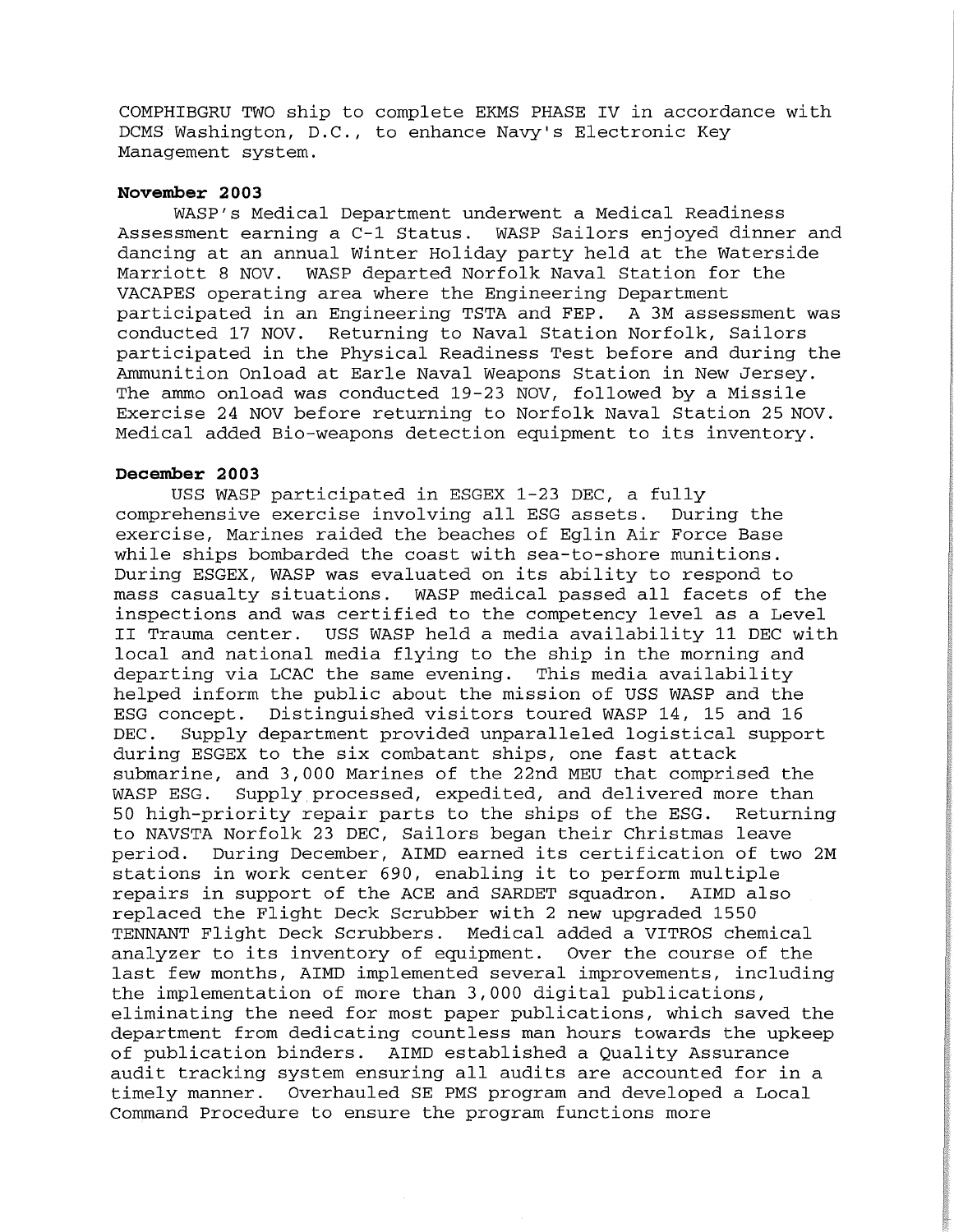COMPHIBGRU TWO ship to complete EKMS PHASE IV in accordance with DCMS Washington, D.C., to enhance Navy's Electronic Key Management system.

**November 2003**

WASP's Medical Department underwent a Medical Readiness Assessment earning a C-1 Status. WASP Sailors enjoyed dinner and dancing at an annual Winter Holiday party held at the Waterside Marriott 8 NOV. WASP departed Norfolk Naval Station for the VACAPES operating area where the Engineering Department participated in an Engineering TSTA and FEP. A 3M assessment was conducted 17 NOV. Returning to Naval Station Norfolk, Sailors participated in the Physical Readiness Test before and during the Ammunition Onload at Earle Naval Weapons Station in New Jersey. The ammo onload was conducted 19-23 NOV, followed by a Missile Exercise 24 NOV before returning to Norfolk Naval Station 25 NOV. Medical added Bio-weapons detection equipment to its inventory.

**December 2003**

USS WASP participated in ESGEX 1-23 DEC, a fully comprehensive exercise involving all ESG assets. During the exercise, Marines raided the beaches of Eglin Air Force Base while ships bombarded the coast with sea-to-shore munitions. During ESGEX, WASP was evaluated on its ability to respond to mass casualty situations. WASP medical passed all facets of the inspections and was certified to the competency level as a Level II Trauma center. USS WASP held a media availability 11 DEC with local and national media flying to the ship in the morning and departing via LCAC the same evening. This media availability helped inform the public about the mission of USS WASP and the ESG concept. Distinguished visitors toured WASP 14, 15 and 16 DEC. Supply department provided unparalleled logistical support during ESGEX to the six combatant ships, one fast attack submarine, and 3,000 Marines of the 22nd MEU that comprised the WASP ESG. Supply processed, expedited, and delivered more than 50 high-priority repair parts to the ships of the ESG. Returning to NAVSTA Norfolk 23 DEC, Sailors began their Christmas leave period. During December, AIMD earned its certification of two 2M stations in work center 690, enabling it to perform multiple repairs in support of the ACE and SARDET squadron. AIMD also replaced the Flight Deck Scrubber with 2 new upgraded 1550 TENNANT Flight Deck Scrubbers. Medical added a VITROS chemical analyzer to its inventory of equipment. Over the course of the last few months, AIMD implemented several improvements, including the implementation of more than 3,000 digital publications, eliminating the need for most paper publications, which saved the department from dedicating countless man hours towards the upkeep of publication binders. AIMD established a Quality Assurance audit tracking system ensuring all audits are accounted for in a timely manner. Overhauled SE PMS program and developed a Local Command Procedure to ensure the program functions more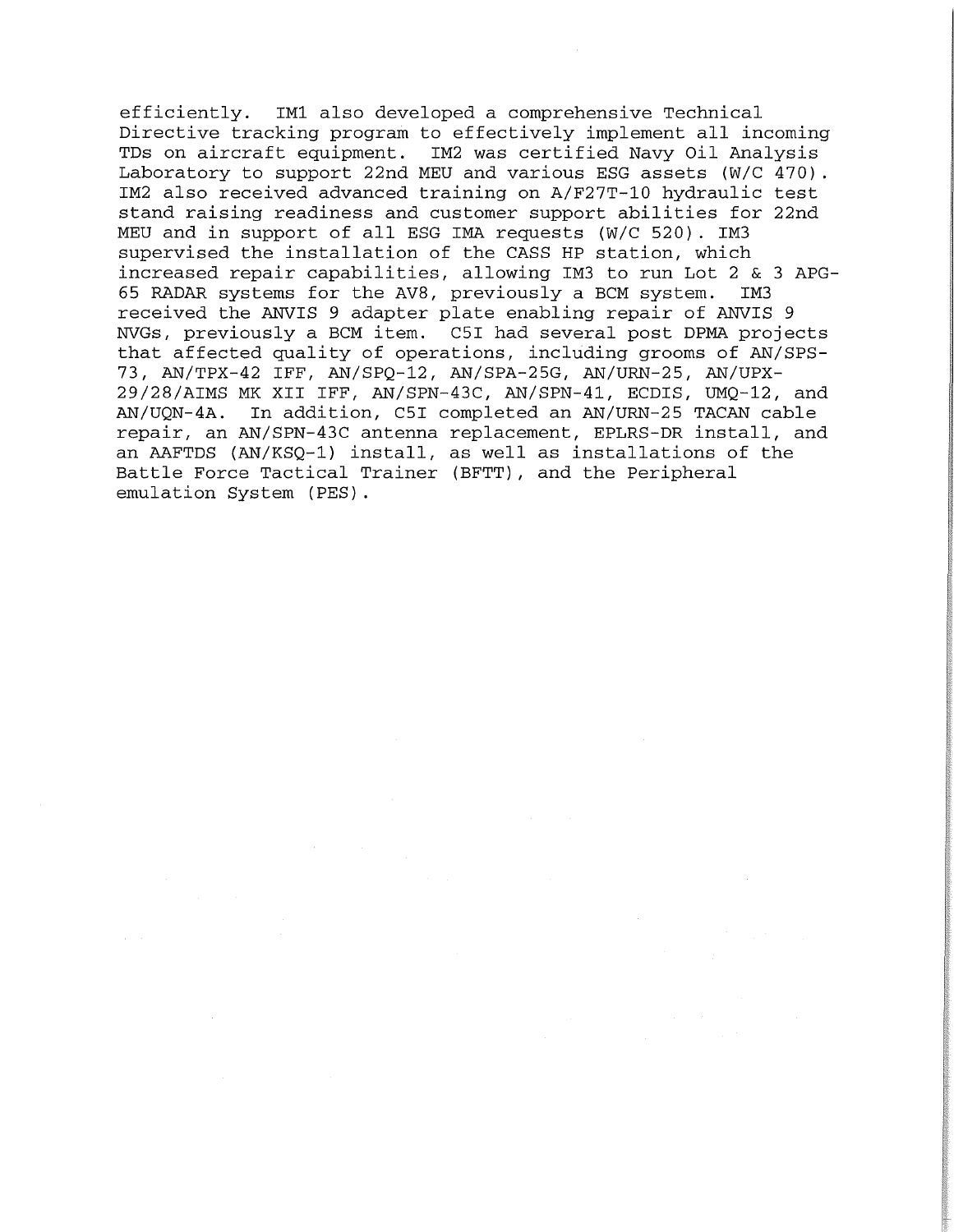efficiently. IM1 also developed a comprehensive Technical Directive tracking program to effectively implement all incoming TDs on aircraft equipment. IM2 was certified Navy Oil Analysis Laboratory to support 22nd MEU and various ESG assets (W/C 470). IM2 also received advanced training on A/F27T-10 hydraulic test stand raising readiness and customer support abilities for 22nd MEU and in support of all ESG IMA requests (W/C 520). IM3 supervised the installation of the CASS HP station, which increased repair capabilities, allowing IM3 to run Lot 2 & 3 APG-65 RADAR systems for the AV8, previously a BCM system. IM3 received the ANVIS 9 adapter plate enabling repair of ANVIS 9 NVGs, previously a BCM item. C5I had several post DPMA projects that affected quality of operations, including grooms of AN/SPS-73, AN/TPX-42 IFF, AN/SPQ-12, AN/SPA-25G, AN/URN-25, AN/UPX-29/28/AIMS MK XII IFF, AN/SPN-43C, AN/SPN-41, ECDIS, UMQ-12, and AN/UQN-4A. In addition, C5I completed an AN/URN-25 TACAN cable repair, an AN/SPN-43C antenna replacement, EPLRS-DR install, and an AAFTDS (AN/KSQ-1) install, as well as installations of the Battle Force Tactical Trainer (BFTT), and the Peripheral emulation System (PES).